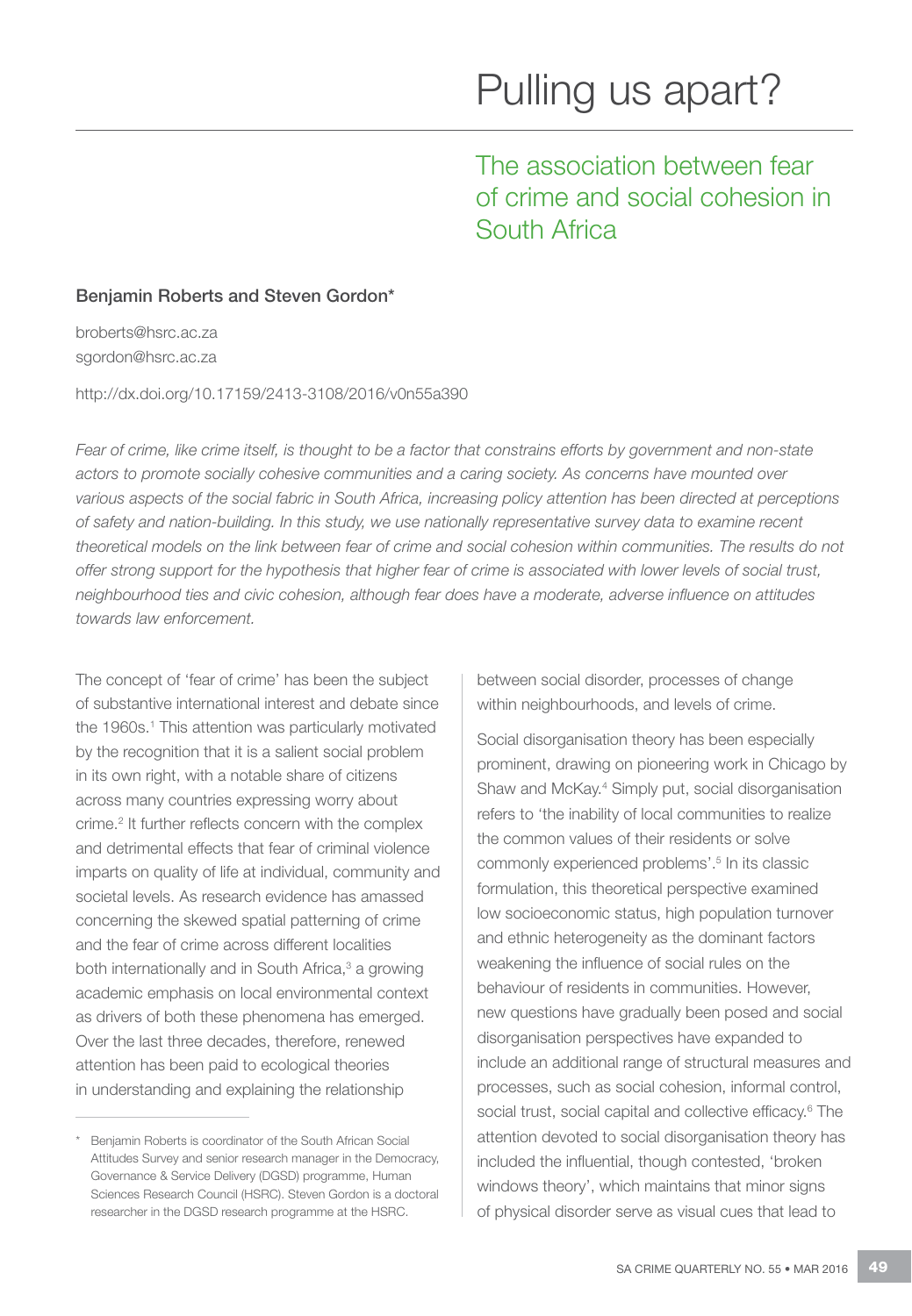# Pulling us apart?

## The association between fear of crime and social cohesion in South Africa

**Benjamin Roberts and Steven Gordon***

broberts@hsrc.ac.za
sgordon@hsrc.ac.za

http://dx.doi.org/10.17159/2413-3108/2016/v0n55a390

*Fear of crime, like crime itself, is thought to be a factor that constrains efforts by government and non-state actors to promote socially cohesive communities and a caring society. As concerns have mounted over various aspects of the social fabric in South Africa, increasing policy attention has been directed at perceptions of safety and nation-building. In this study, we use nationally representative survey data to examine recent theoretical models on the link between fear of crime and social cohesion within communities. The results do not offer strong support for the hypothesis that higher fear of crime is associated with lower levels of social trust, neighbourhood ties and civic cohesion, although fear does have a moderate, adverse influence on attitudes towards law enforcement.*

The concept of 'fear of crime' has been the subject of substantive international interest and debate since the 1960s.[1] This attention was particularly motivated by the recognition that it is a salient social problem in its own right, with a notable share of citizens across many countries expressing worry about crime.[2] It further reflects concern with the complex and detrimental effects that fear of criminal violence imparts on quality of life at individual, community and societal levels. As research evidence has amassed concerning the skewed spatial patterning of crime and the fear of crime across different localities both internationally and in South Africa,[3] a growing academic emphasis on local environmental context as drivers of both these phenomena has emerged. Over the last three decades, therefore, renewed attention has been paid to ecological theories in understanding and explaining the relationship between social disorder, processes of change within neighbourhoods, and levels of crime.

Social disorganisation theory has been especially prominent, drawing on pioneering work in Chicago by Shaw and McKay.[4] Simply put, social disorganisation refers to 'the inability of local communities to realize the common values of their residents or solve commonly experienced problems'.[5] In its classic formulation, this theoretical perspective examined low socioeconomic status, high population turnover and ethnic heterogeneity as the dominant factors weakening the influence of social rules on the behaviour of residents in communities. However, new questions have gradually been posed and social disorganisation perspectives have expanded to include an additional range of structural measures and processes, such as social cohesion, informal control, social trust, social capital and collective efficacy.[6] The attention devoted to social disorganisation theory has included the influential, though contested, 'broken windows theory', which maintains that minor signs of physical disorder serve as visual cues that lead to

---

\* Benjamin Roberts is coordinator of the South African Social Attitudes Survey and senior research manager in the Democracy, Governance & Service Delivery (DGSD) programme, Human Sciences Research Council (HSRC). Steven Gordon is a doctoral researcher in the DGSD research programme at the HSRC.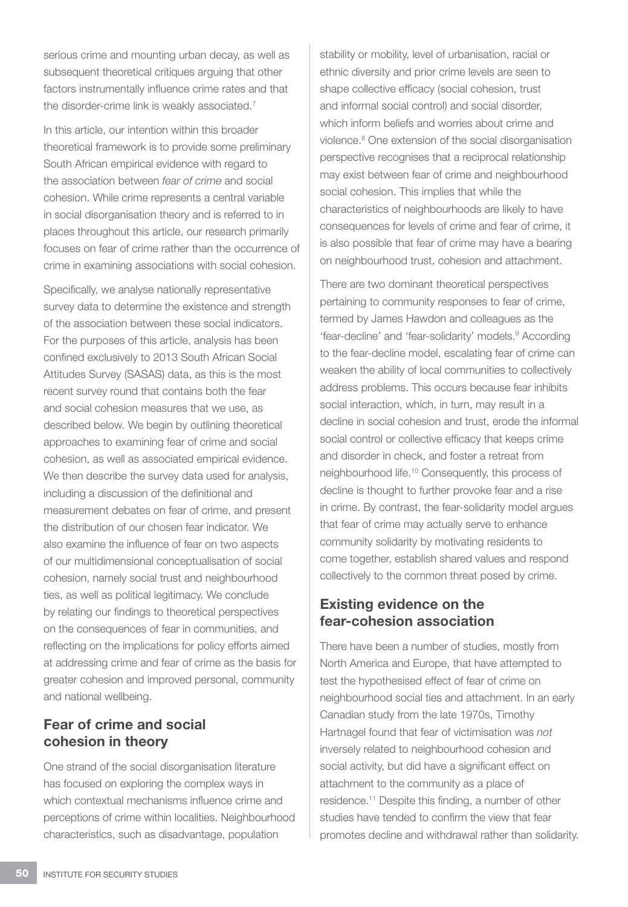serious crime and mounting urban decay, as well as subsequent theoretical critiques arguing that other factors instrumentally influence crime rates and that the disorder-crime link is weakly associated.[7]

In this article, our intention within this broader theoretical framework is to provide some preliminary South African empirical evidence with regard to the association between *fear of crime* and social cohesion. While crime represents a central variable in social disorganisation theory and is referred to in places throughout this article, our research primarily focuses on fear of crime rather than the occurrence of crime in examining associations with social cohesion.

Specifically, we analyse nationally representative survey data to determine the existence and strength of the association between these social indicators. For the purposes of this article, analysis has been confined exclusively to 2013 South African Social Attitudes Survey (SASAS) data, as this is the most recent survey round that contains both the fear and social cohesion measures that we use, as described below. We begin by outlining theoretical approaches to examining fear of crime and social cohesion, as well as associated empirical evidence. We then describe the survey data used for analysis, including a discussion of the definitional and measurement debates on fear of crime, and present the distribution of our chosen fear indicator. We also examine the influence of fear on two aspects of our multidimensional conceptualisation of social cohesion, namely social trust and neighbourhood ties, as well as political legitimacy. We conclude by relating our findings to theoretical perspectives on the consequences of fear in communities, and reflecting on the implications for policy efforts aimed at addressing crime and fear of crime as the basis for greater cohesion and improved personal, community and national wellbeing.

## Fear of crime and social cohesion in theory

One strand of the social disorganisation literature has focused on exploring the complex ways in which contextual mechanisms influence crime and perceptions of crime within localities. Neighbourhood characteristics, such as disadvantage, population stability or mobility, level of urbanisation, racial or ethnic diversity and prior crime levels are seen to shape collective efficacy (social cohesion, trust and informal social control) and social disorder, which inform beliefs and worries about crime and violence.[8] One extension of the social disorganisation perspective recognises that a reciprocal relationship may exist between fear of crime and neighbourhood social cohesion. This implies that while the characteristics of neighbourhoods are likely to have consequences for levels of crime and fear of crime, it is also possible that fear of crime may have a bearing on neighbourhood trust, cohesion and attachment.

There are two dominant theoretical perspectives pertaining to community responses to fear of crime, termed by James Hawdon and colleagues as the 'fear-decline' and 'fear-solidarity' models.[9] According to the fear-decline model, escalating fear of crime can weaken the ability of local communities to collectively address problems. This occurs because fear inhibits social interaction, which, in turn, may result in a decline in social cohesion and trust, erode the informal social control or collective efficacy that keeps crime and disorder in check, and foster a retreat from neighbourhood life.[10] Consequently, this process of decline is thought to further provoke fear and a rise in crime. By contrast, the fear-solidarity model argues that fear of crime may actually serve to enhance community solidarity by motivating residents to come together, establish shared values and respond collectively to the common threat posed by crime.

## Existing evidence on the fear-cohesion association

There have been a number of studies, mostly from North America and Europe, that have attempted to test the hypothesised effect of fear of crime on neighbourhood social ties and attachment. In an early Canadian study from the late 1970s, Timothy Hartnagel found that fear of victimisation was *not* inversely related to neighbourhood cohesion and social activity, but did have a significant effect on attachment to the community as a place of residence.[11] Despite this finding, a number of other studies have tended to confirm the view that fear promotes decline and withdrawal rather than solidarity.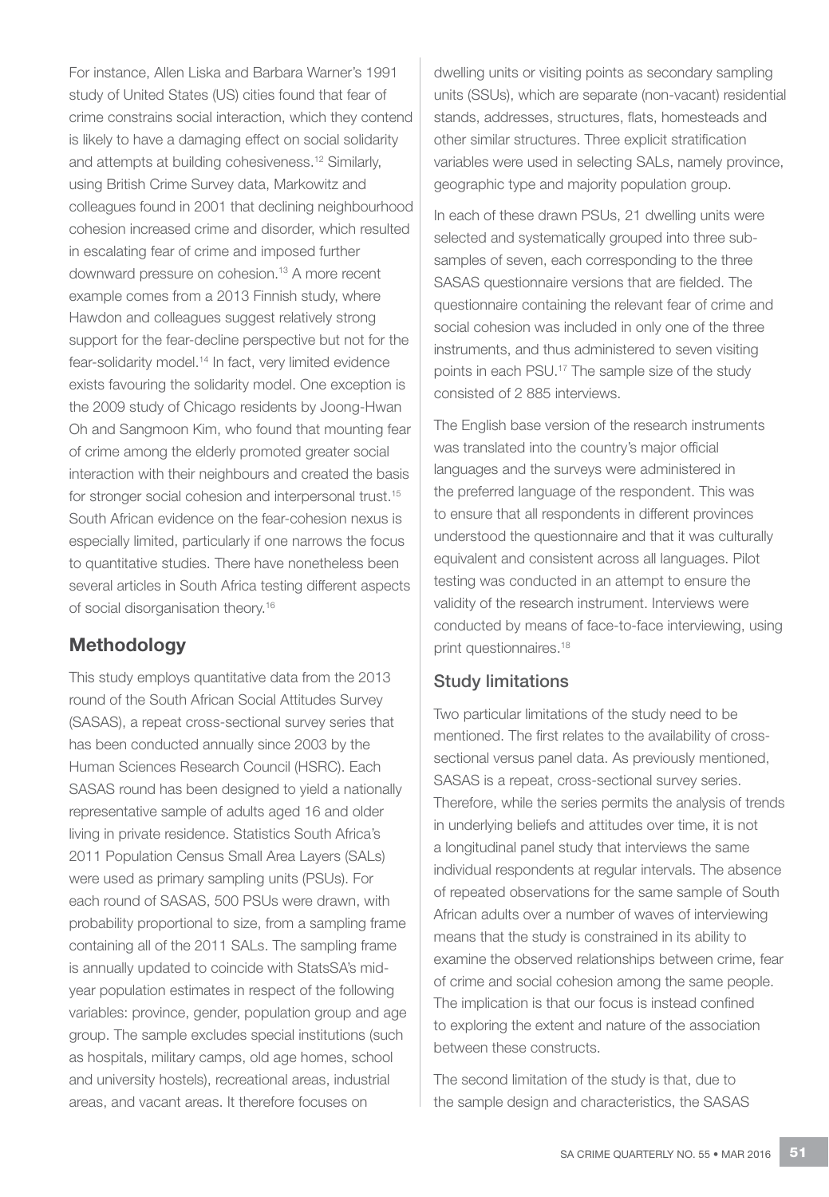For instance, Allen Liska and Barbara Warner's 1991 study of United States (US) cities found that fear of crime constrains social interaction, which they contend is likely to have a damaging effect on social solidarity and attempts at building cohesiveness.[12] Similarly, using British Crime Survey data, Markowitz and colleagues found in 2001 that declining neighbourhood cohesion increased crime and disorder, which resulted in escalating fear of crime and imposed further downward pressure on cohesion.[13] A more recent example comes from a 2013 Finnish study, where Hawdon and colleagues suggest relatively strong support for the fear-decline perspective but not for the fear-solidarity model.[14] In fact, very limited evidence exists favouring the solidarity model. One exception is the 2009 study of Chicago residents by Joong-Hwan Oh and Sangmoon Kim, who found that mounting fear of crime among the elderly promoted greater social interaction with their neighbours and created the basis for stronger social cohesion and interpersonal trust.[15] South African evidence on the fear-cohesion nexus is especially limited, particularly if one narrows the focus to quantitative studies. There have nonetheless been several articles in South Africa testing different aspects of social disorganisation theory.[16]

## Methodology

This study employs quantitative data from the 2013 round of the South African Social Attitudes Survey (SASAS), a repeat cross-sectional survey series that has been conducted annually since 2003 by the Human Sciences Research Council (HSRC). Each SASAS round has been designed to yield a nationally representative sample of adults aged 16 and older living in private residence. Statistics South Africa's 2011 Population Census Small Area Layers (SALs) were used as primary sampling units (PSUs). For each round of SASAS, 500 PSUs were drawn, with probability proportional to size, from a sampling frame containing all of the 2011 SALs. The sampling frame is annually updated to coincide with StatsSA's mid-year population estimates in respect of the following variables: province, gender, population group and age group. The sample excludes special institutions (such as hospitals, military camps, old age homes, school and university hostels), recreational areas, industrial areas, and vacant areas. It therefore focuses on dwelling units or visiting points as secondary sampling units (SSUs), which are separate (non-vacant) residential stands, addresses, structures, flats, homesteads and other similar structures. Three explicit stratification variables were used in selecting SALs, namely province, geographic type and majority population group.

In each of these drawn PSUs, 21 dwelling units were selected and systematically grouped into three sub-samples of seven, each corresponding to the three SASAS questionnaire versions that are fielded. The questionnaire containing the relevant fear of crime and social cohesion was included in only one of the three instruments, and thus administered to seven visiting points in each PSU.[17] The sample size of the study consisted of 2 885 interviews.

The English base version of the research instruments was translated into the country's major official languages and the surveys were administered in the preferred language of the respondent. This was to ensure that all respondents in different provinces understood the questionnaire and that it was culturally equivalent and consistent across all languages. Pilot testing was conducted in an attempt to ensure the validity of the research instrument. Interviews were conducted by means of face-to-face interviewing, using print questionnaires.[18]

### Study limitations

Two particular limitations of the study need to be mentioned. The first relates to the availability of cross-sectional versus panel data. As previously mentioned, SASAS is a repeat, cross-sectional survey series. Therefore, while the series permits the analysis of trends in underlying beliefs and attitudes over time, it is not a longitudinal panel study that interviews the same individual respondents at regular intervals. The absence of repeated observations for the same sample of South African adults over a number of waves of interviewing means that the study is constrained in its ability to examine the observed relationships between crime, fear of crime and social cohesion among the same people. The implication is that our focus is instead confined to exploring the extent and nature of the association between these constructs.

The second limitation of the study is that, due to the sample design and characteristics, the SASAS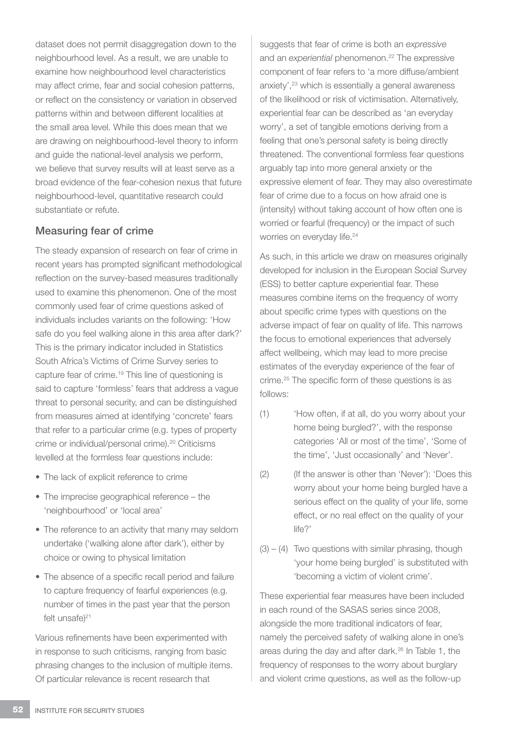dataset does not permit disaggregation down to the neighbourhood level. As a result, we are unable to examine how neighbourhood level characteristics may affect crime, fear and social cohesion patterns, or reflect on the consistency or variation in observed patterns within and between different localities at the small area level. While this does mean that we are drawing on neighbourhood-level theory to inform and guide the national-level analysis we perform, we believe that survey results will at least serve as a broad evidence of the fear-cohesion nexus that future neighbourhood-level, quantitative research could substantiate or refute.

## Measuring fear of crime

The steady expansion of research on fear of crime in recent years has prompted significant methodological reflection on the survey-based measures traditionally used to examine this phenomenon. One of the most commonly used fear of crime questions asked of individuals includes variants on the following: 'How safe do you feel walking alone in this area after dark?' This is the primary indicator included in Statistics South Africa's Victims of Crime Survey series to capture fear of crime.[19] This line of questioning is said to capture 'formless' fears that address a vague threat to personal security, and can be distinguished from measures aimed at identifying 'concrete' fears that refer to a particular crime (e.g. types of property crime or individual/personal crime).[20] Criticisms levelled at the formless fear questions include:

- The lack of explicit reference to crime
- The imprecise geographical reference – the 'neighbourhood' or 'local area'
- The reference to an activity that many may seldom undertake ('walking alone after dark'), either by choice or owing to physical limitation
- The absence of a specific recall period and failure to capture frequency of fearful experiences (e.g. number of times in the past year that the person felt unsafe)[21]

Various refinements have been experimented with in response to such criticisms, ranging from basic phrasing changes to the inclusion of multiple items. Of particular relevance is recent research that suggests that fear of crime is both an *expressive* and an *experiential* phenomenon.[22] The expressive component of fear refers to 'a more diffuse/ambient anxiety',[23] which is essentially a general awareness of the likelihood or risk of victimisation. Alternatively, experiential fear can be described as 'an everyday worry', a set of tangible emotions deriving from a feeling that one's personal safety is being directly threatened. The conventional formless fear questions arguably tap into more general anxiety or the expressive element of fear. They may also overestimate fear of crime due to a focus on how afraid one is (intensity) without taking account of how often one is worried or fearful (frequency) or the impact of such worries on everyday life.[24]

As such, in this article we draw on measures originally developed for inclusion in the European Social Survey (ESS) to better capture experiential fear. These measures combine items on the frequency of worry about specific crime types with questions on the adverse impact of fear on quality of life. This narrows the focus to emotional experiences that adversely affect wellbeing, which may lead to more precise estimates of the everyday experience of the fear of crime.[25] The specific form of these questions is as follows:

(1) 'How often, if at all, do you worry about your home being burgled?', with the response categories 'All or most of the time', 'Some of the time', 'Just occasionally' and 'Never'.

(2) (If the answer is other than 'Never'): 'Does this worry about your home being burgled have a serious effect on the quality of your life, some effect, or no real effect on the quality of your life?'

(3) – (4) Two questions with similar phrasing, though 'your home being burgled' is substituted with 'becoming a victim of violent crime'.

These experiential fear measures have been included in each round of the SASAS series since 2008, alongside the more traditional indicators of fear, namely the perceived safety of walking alone in one's areas during the day and after dark.[26] In Table 1, the frequency of responses to the worry about burglary and violent crime questions, as well as the follow-up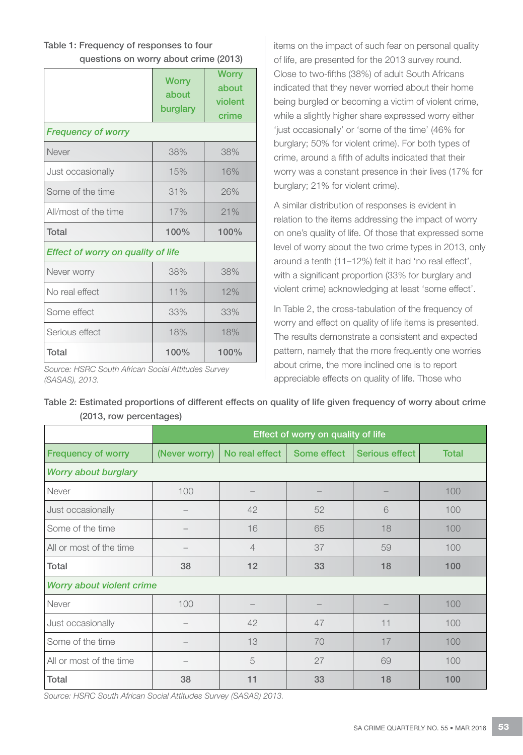Table 1: Frequency of responses to four questions on worry about crime (2013)

| | Worry about burglary | Worry about violent crime |
|---|---|---|
| ***Frequency of worry*** | | |
| Never | 38% | 38% |
| Just occasionally | 15% | 16% |
| Some of the time | 31% | 26% |
| All/most of the time | 17% | 21% |
| **Total** | **100%** | **100%** |
| ***Effect of worry on quality of life*** | | |
| Never worry | 38% | 38% |
| No real effect | 11% | 12% |
| Some effect | 33% | 33% |
| Serious effect | 18% | 18% |
| **Total** | **100%** | **100%** |

*Source: HSRC South African Social Attitudes Survey (SASAS), 2013.*

items on the impact of such fear on personal quality of life, are presented for the 2013 survey round. Close to two-fifths (38%) of adult South Africans indicated that they never worried about their home being burgled or becoming a victim of violent crime, while a slightly higher share expressed worry either 'just occasionally' or 'some of the time' (46% for burglary; 50% for violent crime). For both types of crime, around a fifth of adults indicated that their worry was a constant presence in their lives (17% for burglary; 21% for violent crime).

A similar distribution of responses is evident in relation to the items addressing the impact of worry on one's quality of life. Of those that expressed some level of worry about the two crime types in 2013, only around a tenth (11–12%) felt it had 'no real effect', with a significant proportion (33% for burglary and violent crime) acknowledging at least 'some effect'.

In Table 2, the cross-tabulation of the frequency of worry and effect on quality of life items is presented. The results demonstrate a consistent and expected pattern, namely that the more frequently one worries about crime, the more inclined one is to report appreciable effects on quality of life. Those who

Table 2: Estimated proportions of different effects on quality of life given frequency of worry about crime (2013, row percentages)

| | Effect of worry on quality of life | | | | |
|---|---|---|---|---|---|
| Frequency of worry | (Never worry) | No real effect | Some effect | Serious effect | Total |
| ***Worry about burglary*** | | | | | |
| Never | 100 | – | – | – | 100 |
| Just occasionally | – | 42 | 52 | 6 | 100 |
| Some of the time | – | 16 | 65 | 18 | 100 |
| All or most of the time | – | 4 | 37 | 59 | 100 |
| **Total** | **38** | **12** | **33** | **18** | **100** |
| ***Worry about violent crime*** | | | | | |
| Never | 100 | – | – | – | 100 |
| Just occasionally | – | 42 | 47 | 11 | 100 |
| Some of the time | – | 13 | 70 | 17 | 100 |
| All or most of the time | – | 5 | 27 | 69 | 100 |
| **Total** | **38** | **11** | **33** | **18** | **100** |

*Source: HSRC South African Social Attitudes Survey (SASAS) 2013.*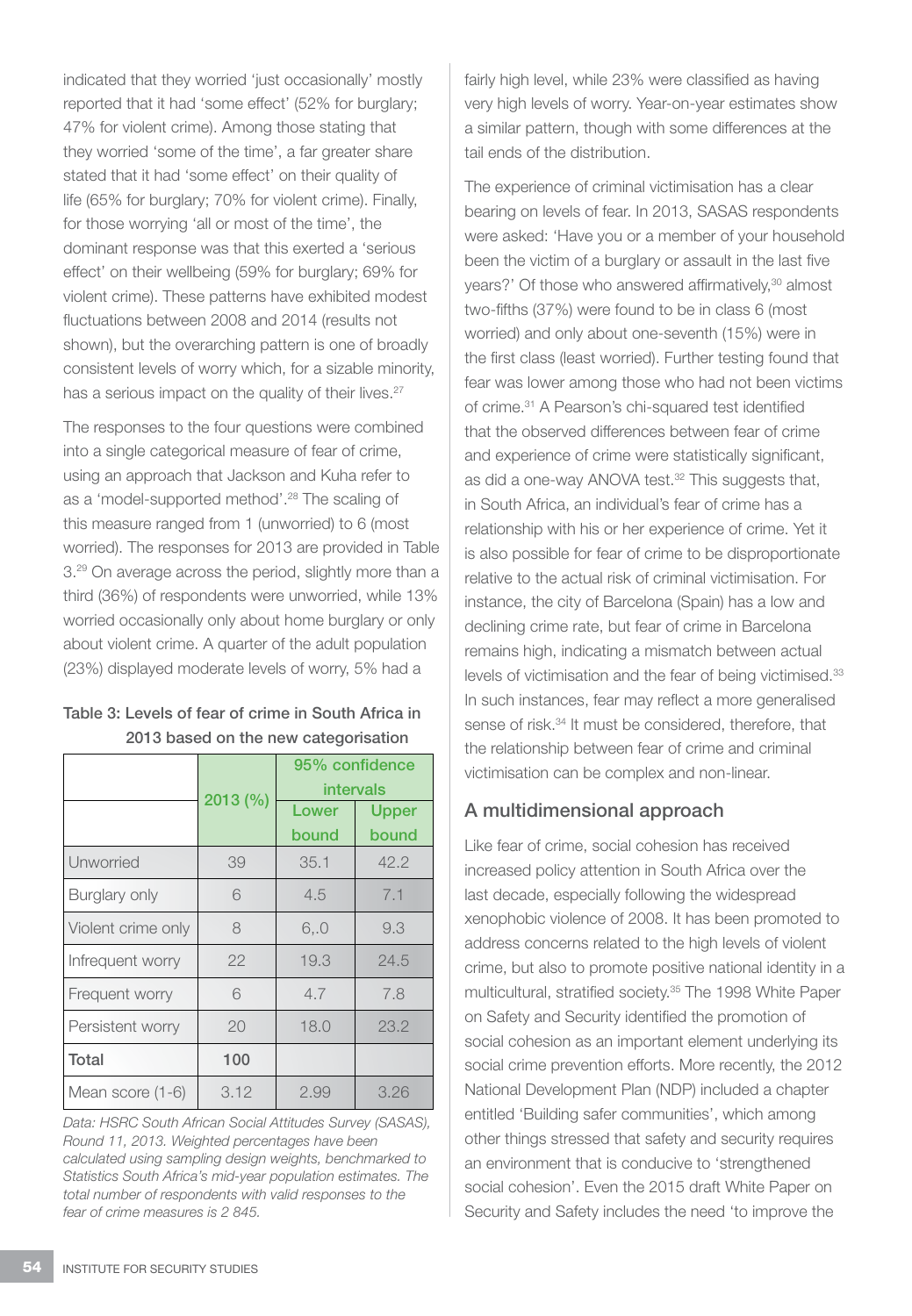indicated that they worried 'just occasionally' mostly reported that it had 'some effect' (52% for burglary; 47% for violent crime). Among those stating that they worried 'some of the time', a far greater share stated that it had 'some effect' on their quality of life (65% for burglary; 70% for violent crime). Finally, for those worrying 'all or most of the time', the dominant response was that this exerted a 'serious effect' on their wellbeing (59% for burglary; 69% for violent crime). These patterns have exhibited modest fluctuations between 2008 and 2014 (results not shown), but the overarching pattern is one of broadly consistent levels of worry which, for a sizable minority, has a serious impact on the quality of their lives.[27]

The responses to the four questions were combined into a single categorical measure of fear of crime, using an approach that Jackson and Kuha refer to as a 'model-supported method'.[28] The scaling of this measure ranged from 1 (unworried) to 6 (most worried). The responses for 2013 are provided in Table 3.[29] On average across the period, slightly more than a third (36%) of respondents were unworried, while 13% worried occasionally only about home burglary or only about violent crime. A quarter of the adult population (23%) displayed moderate levels of worry, 5% had a

**Table 3: Levels of fear of crime in South Africa in 2013 based on the new categorisation**

| | 2013 (%) | 95% confidence intervals | |
|---|---|---|---|
| | | Lower bound | Upper bound |
| Unworried | 39 | 35.1 | 42.2 |
| Burglary only | 6 | 4.5 | 7.1 |
| Violent crime only | 8 | 6,.0 | 9.3 |
| Infrequent worry | 22 | 19.3 | 24.5 |
| Frequent worry | 6 | 4.7 | 7.8 |
| Persistent worry | 20 | 18.0 | 23.2 |
| **Total** | **100** | | |
| Mean score (1-6) | 3.12 | 2.99 | 3.26 |

*Data: HSRC South African Social Attitudes Survey (SASAS), Round 11, 2013. Weighted percentages have been calculated using sampling design weights, benchmarked to Statistics South Africa's mid-year population estimates. The total number of respondents with valid responses to the fear of crime measures is 2 845.*

fairly high level, while 23% were classified as having very high levels of worry. Year-on-year estimates show a similar pattern, though with some differences at the tail ends of the distribution.

The experience of criminal victimisation has a clear bearing on levels of fear. In 2013, SASAS respondents were asked: 'Have you or a member of your household been the victim of a burglary or assault in the last five years?' Of those who answered affirmatively,[30] almost two-fifths (37%) were found to be in class 6 (most worried) and only about one-seventh (15%) were in the first class (least worried). Further testing found that fear was lower among those who had not been victims of crime.[31] A Pearson's chi-squared test identified that the observed differences between fear of crime and experience of crime were statistically significant, as did a one-way ANOVA test.[32] This suggests that, in South Africa, an individual's fear of crime has a relationship with his or her experience of crime. Yet it is also possible for fear of crime to be disproportionate relative to the actual risk of criminal victimisation. For instance, the city of Barcelona (Spain) has a low and declining crime rate, but fear of crime in Barcelona remains high, indicating a mismatch between actual levels of victimisation and the fear of being victimised.[33] In such instances, fear may reflect a more generalised sense of risk.[34] It must be considered, therefore, that the relationship between fear of crime and criminal victimisation can be complex and non-linear.

## A multidimensional approach

Like fear of crime, social cohesion has received increased policy attention in South Africa over the last decade, especially following the widespread xenophobic violence of 2008. It has been promoted to address concerns related to the high levels of violent crime, but also to promote positive national identity in a multicultural, stratified society.[35] The 1998 White Paper on Safety and Security identified the promotion of social cohesion as an important element underlying its social crime prevention efforts. More recently, the 2012 National Development Plan (NDP) included a chapter entitled 'Building safer communities', which among other things stressed that safety and security requires an environment that is conducive to 'strengthened social cohesion'. Even the 2015 draft White Paper on Security and Safety includes the need 'to improve the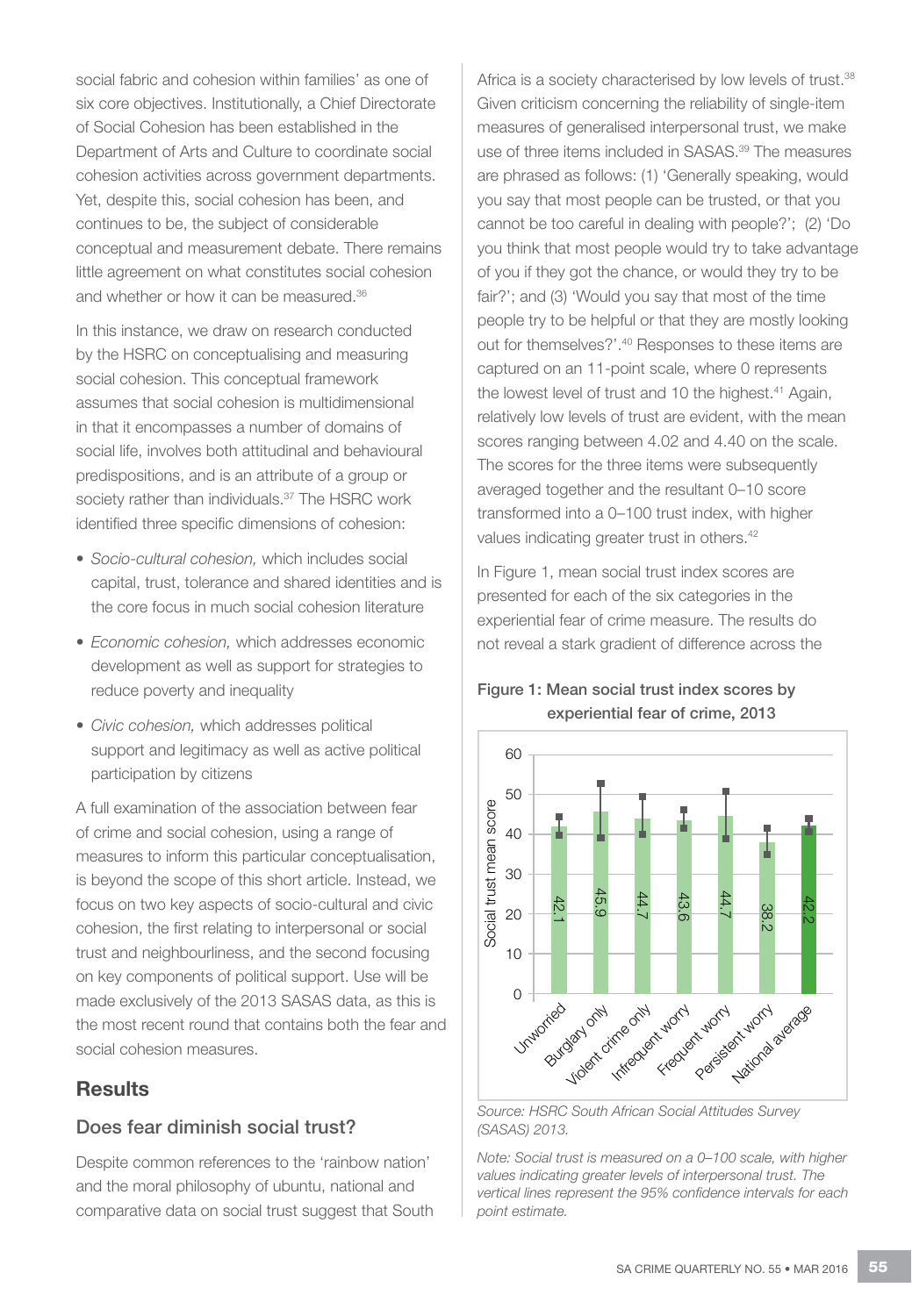social fabric and cohesion within families' as one of six core objectives. Institutionally, a Chief Directorate of Social Cohesion has been established in the Department of Arts and Culture to coordinate social cohesion activities across government departments. Yet, despite this, social cohesion has been, and continues to be, the subject of considerable conceptual and measurement debate. There remains little agreement on what constitutes social cohesion and whether or how it can be measured.[36]

In this instance, we draw on research conducted by the HSRC on conceptualising and measuring social cohesion. This conceptual framework assumes that social cohesion is multidimensional in that it encompasses a number of domains of social life, involves both attitudinal and behavioural predispositions, and is an attribute of a group or society rather than individuals.[37] The HSRC work identified three specific dimensions of cohesion:

- *Socio-cultural cohesion,* which includes social capital, trust, tolerance and shared identities and is the core focus in much social cohesion literature
- *Economic cohesion,* which addresses economic development as well as support for strategies to reduce poverty and inequality
- *Civic cohesion,* which addresses political support and legitimacy as well as active political participation by citizens

A full examination of the association between fear of crime and social cohesion, using a range of measures to inform this particular conceptualisation, is beyond the scope of this short article. Instead, we focus on two key aspects of socio-cultural and civic cohesion, the first relating to interpersonal or social trust and neighbourliness, and the second focusing on key components of political support. Use will be made exclusively of the 2013 SASAS data, as this is the most recent round that contains both the fear and social cohesion measures.

## Results

### Does fear diminish social trust?

Despite common references to the 'rainbow nation' and the moral philosophy of ubuntu, national and comparative data on social trust suggest that South Africa is a society characterised by low levels of trust.[38] Given criticism concerning the reliability of single-item measures of generalised interpersonal trust, we make use of three items included in SASAS.[39] The measures are phrased as follows: (1) 'Generally speaking, would you say that most people can be trusted, or that you cannot be too careful in dealing with people?'; (2) 'Do you think that most people would try to take advantage of you if they got the chance, or would they try to be fair?'; and (3) 'Would you say that most of the time people try to be helpful or that they are mostly looking out for themselves?'.[40] Responses to these items are captured on an 11-point scale, where 0 represents the lowest level of trust and 10 the highest.[41] Again, relatively low levels of trust are evident, with the mean scores ranging between 4.02 and 4.40 on the scale. The scores for the three items were subsequently averaged together and the resultant 0–10 score transformed into a 0–100 trust index, with higher values indicating greater trust in others.[42]

In Figure 1, mean social trust index scores are presented for each of the six categories in the experiential fear of crime measure. The results do not reveal a stark gradient of difference across the

**Figure 1: Mean social trust index scores by experiential fear of crime, 2013**

| Category | Social trust mean score |
|---|---|
| Unworried | 42.1 |
| Burglary only | 45.9 |
| Violent crime only | 44.7 |
| Infrequent worry | 43.6 |
| Frequent worry | 44.7 |
| Persistent worry | 38.2 |
| National average | 42.2 |

*Source: HSRC South African Social Attitudes Survey (SASAS) 2013.*

*Note: Social trust is measured on a 0–100 scale, with higher values indicating greater levels of interpersonal trust. The vertical lines represent the 95% confidence intervals for each point estimate.*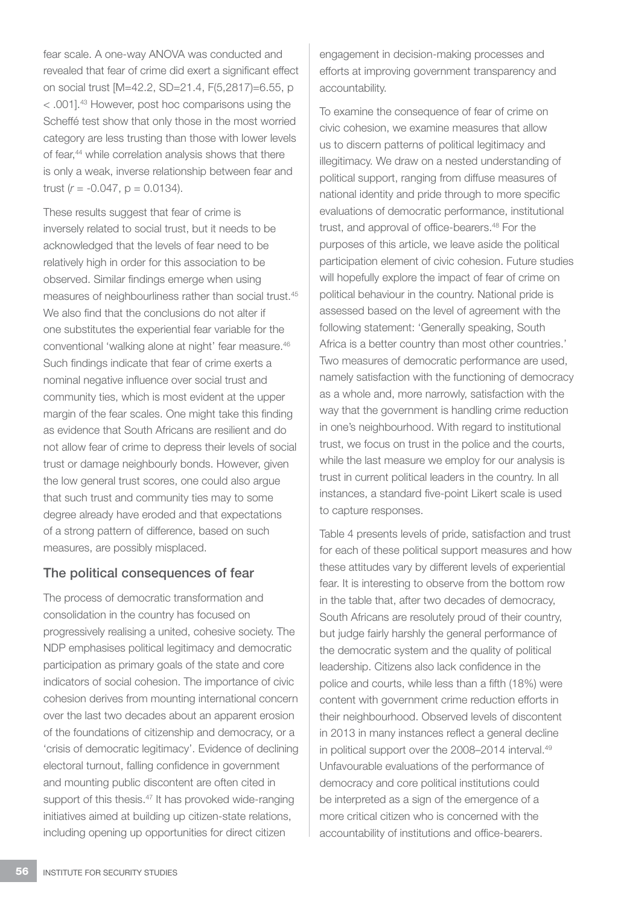fear scale. A one-way ANOVA was conducted and revealed that fear of crime did exert a significant effect on social trust [M=42.2, SD=21.4, $F(5,2817)=6.55$, $p < .001$].[43] However, post hoc comparisons using the Scheffé test show that only those in the most worried category are less trusting than those with lower levels of fear,[44] while correlation analysis shows that there is only a weak, inverse relationship between fear and trust ($r = -0.047$, $p = 0.0134$).

These results suggest that fear of crime is inversely related to social trust, but it needs to be acknowledged that the levels of fear need to be relatively high in order for this association to be observed. Similar findings emerge when using measures of neighbourliness rather than social trust.[45] We also find that the conclusions do not alter if one substitutes the experiential fear variable for the conventional 'walking alone at night' fear measure.[46] Such findings indicate that fear of crime exerts a nominal negative influence over social trust and community ties, which is most evident at the upper margin of the fear scales. One might take this finding as evidence that South Africans are resilient and do not allow fear of crime to depress their levels of social trust or damage neighbourly bonds. However, given the low general trust scores, one could also argue that such trust and community ties may to some degree already have eroded and that expectations of a strong pattern of difference, based on such measures, are possibly misplaced.

## The political consequences of fear

The process of democratic transformation and consolidation in the country has focused on progressively realising a united, cohesive society. The NDP emphasises political legitimacy and democratic participation as primary goals of the state and core indicators of social cohesion. The importance of civic cohesion derives from mounting international concern over the last two decades about an apparent erosion of the foundations of citizenship and democracy, or a 'crisis of democratic legitimacy'. Evidence of declining electoral turnout, falling confidence in government and mounting public discontent are often cited in support of this thesis.[47] It has provoked wide-ranging initiatives aimed at building up citizen-state relations, including opening up opportunities for direct citizen engagement in decision-making processes and efforts at improving government transparency and accountability.

To examine the consequence of fear of crime on civic cohesion, we examine measures that allow us to discern patterns of political legitimacy and illegitimacy. We draw on a nested understanding of political support, ranging from diffuse measures of national identity and pride through to more specific evaluations of democratic performance, institutional trust, and approval of office-bearers.[48] For the purposes of this article, we leave aside the political participation element of civic cohesion. Future studies will hopefully explore the impact of fear of crime on political behaviour in the country. National pride is assessed based on the level of agreement with the following statement: 'Generally speaking, South Africa is a better country than most other countries.' Two measures of democratic performance are used, namely satisfaction with the functioning of democracy as a whole and, more narrowly, satisfaction with the way that the government is handling crime reduction in one's neighbourhood. With regard to institutional trust, we focus on trust in the police and the courts, while the last measure we employ for our analysis is trust in current political leaders in the country. In all instances, a standard five-point Likert scale is used to capture responses.

Table 4 presents levels of pride, satisfaction and trust for each of these political support measures and how these attitudes vary by different levels of experiential fear. It is interesting to observe from the bottom row in the table that, after two decades of democracy, South Africans are resolutely proud of their country, but judge fairly harshly the general performance of the democratic system and the quality of political leadership. Citizens also lack confidence in the police and courts, while less than a fifth (18%) were content with government crime reduction efforts in their neighbourhood. Observed levels of discontent in 2013 in many instances reflect a general decline in political support over the 2008–2014 interval.[49] Unfavourable evaluations of the performance of democracy and core political institutions could be interpreted as a sign of the emergence of a more critical citizen who is concerned with the accountability of institutions and office-bearers.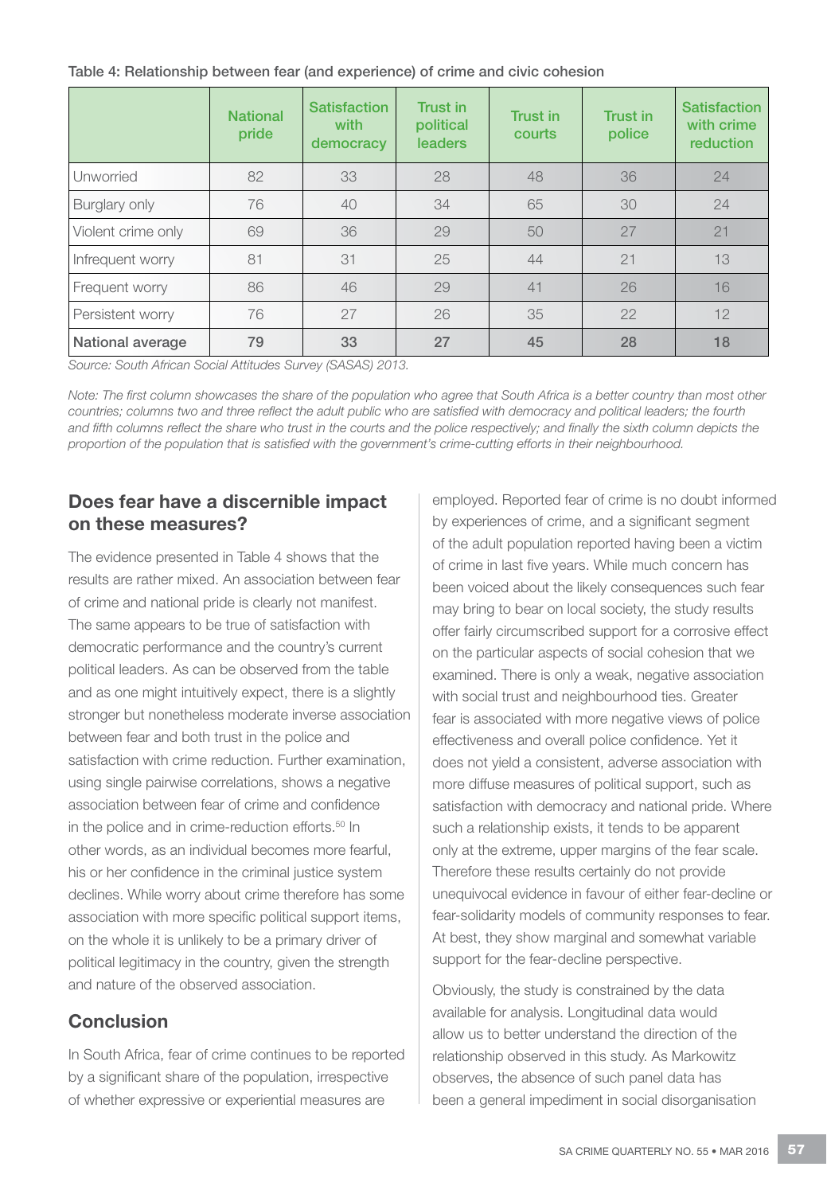Table 4: Relationship between fear (and experience) of crime and civic cohesion

| | National pride | Satisfaction with democracy | Trust in political leaders | Trust in courts | Trust in police | Satisfaction with crime reduction |
|---|---|---|---|---|---|---|
| Unworried | 82 | 33 | 28 | 48 | 36 | 24 |
| Burglary only | 76 | 40 | 34 | 65 | 30 | 24 |
| Violent crime only | 69 | 36 | 29 | 50 | 27 | 21 |
| Infrequent worry | 81 | 31 | 25 | 44 | 21 | 13 |
| Frequent worry | 86 | 46 | 29 | 41 | 26 | 16 |
| Persistent worry | 76 | 27 | 26 | 35 | 22 | 12 |
| **National average** | **79** | **33** | **27** | **45** | **28** | **18** |

*Source: South African Social Attitudes Survey (SASAS) 2013.*

*Note: The first column showcases the share of the population who agree that South Africa is a better country than most other countries; columns two and three reflect the adult public who are satisfied with democracy and political leaders; the fourth and fifth columns reflect the share who trust in the courts and the police respectively; and finally the sixth column depicts the proportion of the population that is satisfied with the government's crime-cutting efforts in their neighbourhood.*

## Does fear have a discernible impact on these measures?

The evidence presented in Table 4 shows that the results are rather mixed. An association between fear of crime and national pride is clearly not manifest. The same appears to be true of satisfaction with democratic performance and the country's current political leaders. As can be observed from the table and as one might intuitively expect, there is a slightly stronger but nonetheless moderate inverse association between fear and both trust in the police and satisfaction with crime reduction. Further examination, using single pairwise correlations, shows a negative association between fear of crime and confidence in the police and in crime-reduction efforts.[50] In other words, as an individual becomes more fearful, his or her confidence in the criminal justice system declines. While worry about crime therefore has some association with more specific political support items, on the whole it is unlikely to be a primary driver of political legitimacy in the country, given the strength and nature of the observed association.

## Conclusion

In South Africa, fear of crime continues to be reported by a significant share of the population, irrespective of whether expressive or experiential measures are employed. Reported fear of crime is no doubt informed by experiences of crime, and a significant segment of the adult population reported having been a victim of crime in last five years. While much concern has been voiced about the likely consequences such fear may bring to bear on local society, the study results offer fairly circumscribed support for a corrosive effect on the particular aspects of social cohesion that we examined. There is only a weak, negative association with social trust and neighbourhood ties. Greater fear is associated with more negative views of police effectiveness and overall police confidence. Yet it does not yield a consistent, adverse association with more diffuse measures of political support, such as satisfaction with democracy and national pride. Where such a relationship exists, it tends to be apparent only at the extreme, upper margins of the fear scale. Therefore these results certainly do not provide unequivocal evidence in favour of either fear-decline or fear-solidarity models of community responses to fear. At best, they show marginal and somewhat variable support for the fear-decline perspective.

Obviously, the study is constrained by the data available for analysis. Longitudinal data would allow us to better understand the direction of the relationship observed in this study. As Markowitz observes, the absence of such panel data has been a general impediment in social disorganisation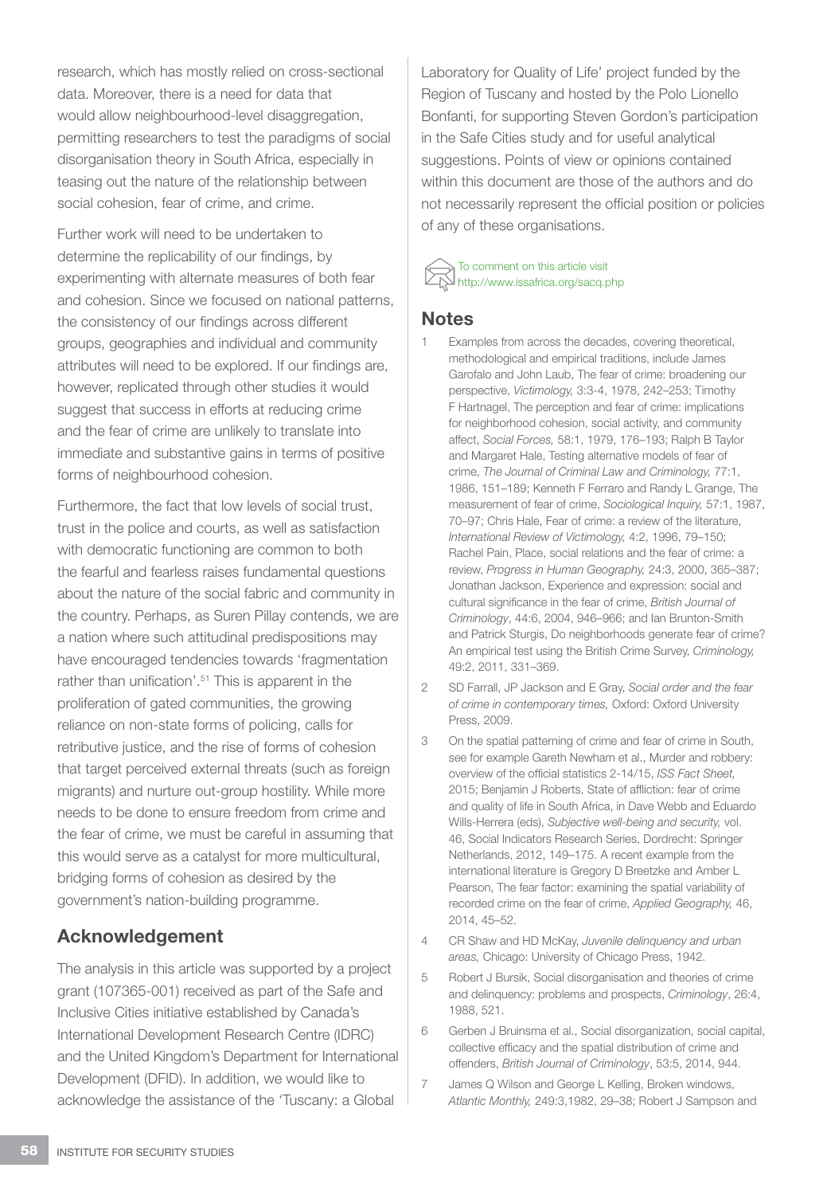research, which has mostly relied on cross-sectional data. Moreover, there is a need for data that would allow neighbourhood-level disaggregation, permitting researchers to test the paradigms of social disorganisation theory in South Africa, especially in teasing out the nature of the relationship between social cohesion, fear of crime, and crime.

Further work will need to be undertaken to determine the replicability of our findings, by experimenting with alternate measures of both fear and cohesion. Since we focused on national patterns, the consistency of our findings across different groups, geographies and individual and community attributes will need to be explored. If our findings are, however, replicated through other studies it would suggest that success in efforts at reducing crime and the fear of crime are unlikely to translate into immediate and substantive gains in terms of positive forms of neighbourhood cohesion.

Furthermore, the fact that low levels of social trust, trust in the police and courts, as well as satisfaction with democratic functioning are common to both the fearful and fearless raises fundamental questions about the nature of the social fabric and community in the country. Perhaps, as Suren Pillay contends, we are a nation where such attitudinal predispositions may have encouraged tendencies towards 'fragmentation rather than unification'.[51] This is apparent in the proliferation of gated communities, the growing reliance on non-state forms of policing, calls for retributive justice, and the rise of forms of cohesion that target perceived external threats (such as foreign migrants) and nurture out-group hostility. While more needs to be done to ensure freedom from crime and the fear of crime, we must be careful in assuming that this would serve as a catalyst for more multicultural, bridging forms of cohesion as desired by the government's nation-building programme.

## Acknowledgement

The analysis in this article was supported by a project grant (107365-001) received as part of the Safe and Inclusive Cities initiative established by Canada's International Development Research Centre (IDRC) and the United Kingdom's Department for International Development (DFID). In addition, we would like to acknowledge the assistance of the 'Tuscany: a Global Laboratory for Quality of Life' project funded by the Region of Tuscany and hosted by the Polo Lionello Bonfanti, for supporting Steven Gordon's participation in the Safe Cities study and for useful analytical suggestions. Points of view or opinions contained within this document are those of the authors and do not necessarily represent the official position or policies of any of these organisations.

To comment on this article visit http://www.issafrica.org/sacq.php

## Notes

1. Examples from across the decades, covering theoretical, methodological and empirical traditions, include James Garofalo and John Laub, The fear of crime: broadening our perspective, *Victimology,* 3:3-4, 1978, 242–253; Timothy F Hartnagel, The perception and fear of crime: implications for neighborhood cohesion, social activity, and community affect, *Social Forces,* 58:1, 1979, 176–193; Ralph B Taylor and Margaret Hale, Testing alternative models of fear of crime, *The Journal of Criminal Law and Criminology,* 77:1, 1986, 151–189; Kenneth F Ferraro and Randy L Grange, The measurement of fear of crime, *Sociological Inquiry,* 57:1, 1987, 70–97; Chris Hale, Fear of crime: a review of the literature, *International Review of Victimology,* 4:2, 1996, 79–150; Rachel Pain, Place, social relations and the fear of crime: a review, *Progress in Human Geography,* 24:3, 2000, 365–387; Jonathan Jackson, Experience and expression: social and cultural significance in the fear of crime, *British Journal of Criminology*, 44:6, 2004, 946–966; and Ian Brunton-Smith and Patrick Sturgis, Do neighborhoods generate fear of crime? An empirical test using the British Crime Survey, *Criminology,* 49:2, 2011, 331–369.
2. SD Farrall, JP Jackson and E Gray, *Social order and the fear of crime in contemporary times,* Oxford: Oxford University Press, 2009.
3. On the spatial patterning of crime and fear of crime in South, see for example Gareth Newham et al., Murder and robbery: overview of the official statistics 2-14/15, *ISS Fact Sheet,* 2015; Benjamin J Roberts, State of affliction: fear of crime and quality of life in South Africa, in Dave Webb and Eduardo Wills-Herrera (eds), *Subjective well-being and security,* vol. 46, Social Indicators Research Series, Dordrecht: Springer Netherlands, 2012, 149–175. A recent example from the international literature is Gregory D Breetzke and Amber L Pearson, The fear factor: examining the spatial variability of recorded crime on the fear of crime, *Applied Geography,* 46, 2014, 45–52.
4. CR Shaw and HD McKay, *Juvenile delinquency and urban areas,* Chicago: University of Chicago Press, 1942.
5. Robert J Bursik, Social disorganisation and theories of crime and delinquency: problems and prospects, *Criminology*, 26:4, 1988, 521.
6. Gerben J Bruinsma et al., Social disorganization, social capital, collective efficacy and the spatial distribution of crime and offenders, *British Journal of Criminology*, 53:5, 2014, 944.
7. James Q Wilson and George L Kelling, Broken windows, *Atlantic Monthly,* 249:3,1982, 29–38; Robert J Sampson and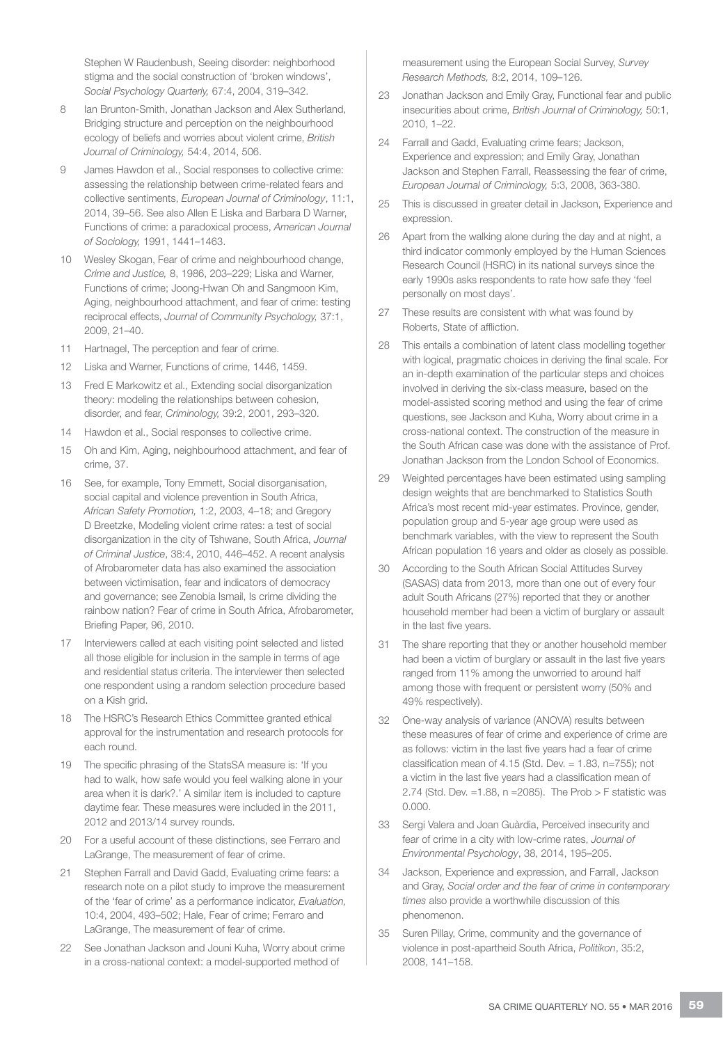Stephen W Raudenbush, Seeing disorder: neighborhood stigma and the social construction of 'broken windows', *Social Psychology Quarterly,* 67:4, 2004, 319–342.

8 Ian Brunton-Smith, Jonathan Jackson and Alex Sutherland, Bridging structure and perception on the neighbourhood ecology of beliefs and worries about violent crime, *British Journal of Criminology,* 54:4, 2014, 506.

9 James Hawdon et al., Social responses to collective crime: assessing the relationship between crime-related fears and collective sentiments, *European Journal of Criminology*, 11:1, 2014, 39–56. See also Allen E Liska and Barbara D Warner, Functions of crime: a paradoxical process, *American Journal of Sociology,* 1991, 1441–1463.

10 Wesley Skogan, Fear of crime and neighbourhood change, *Crime and Justice,* 8, 1986, 203–229; Liska and Warner, Functions of crime; Joong-Hwan Oh and Sangmoon Kim, Aging, neighbourhood attachment, and fear of crime: testing reciprocal effects, *Journal of Community Psychology,* 37:1, 2009, 21–40.

11 Hartnagel, The perception and fear of crime.

12 Liska and Warner, Functions of crime, 1446, 1459.

13 Fred E Markowitz et al., Extending social disorganization theory: modeling the relationships between cohesion, disorder, and fear, *Criminology,* 39:2, 2001, 293–320.

14 Hawdon et al., Social responses to collective crime.

15 Oh and Kim, Aging, neighbourhood attachment, and fear of crime, 37.

16 See, for example, Tony Emmett, Social disorganisation, social capital and violence prevention in South Africa, *African Safety Promotion,* 1:2, 2003, 4–18; and Gregory D Breetzke, Modeling violent crime rates: a test of social disorganization in the city of Tshwane, South Africa, *Journal of Criminal Justice*, 38:4, 2010, 446–452. A recent analysis of Afrobarometer data has also examined the association between victimisation, fear and indicators of democracy and governance; see Zenobia Ismail, Is crime dividing the rainbow nation? Fear of crime in South Africa, Afrobarometer, Briefing Paper, 96, 2010.

17 Interviewers called at each visiting point selected and listed all those eligible for inclusion in the sample in terms of age and residential status criteria. The interviewer then selected one respondent using a random selection procedure based on a Kish grid.

18 The HSRC's Research Ethics Committee granted ethical approval for the instrumentation and research protocols for each round.

19 The specific phrasing of the StatsSA measure is: 'If you had to walk, how safe would you feel walking alone in your area when it is dark?.' A similar item is included to capture daytime fear. These measures were included in the 2011, 2012 and 2013/14 survey rounds.

20 For a useful account of these distinctions, see Ferraro and LaGrange, The measurement of fear of crime.

21 Stephen Farrall and David Gadd, Evaluating crime fears: a research note on a pilot study to improve the measurement of the 'fear of crime' as a performance indicator, *Evaluation,* 10:4, 2004, 493–502; Hale, Fear of crime; Ferraro and LaGrange, The measurement of fear of crime.

22 See Jonathan Jackson and Jouni Kuha, Worry about crime in a cross-national context: a model-supported method of measurement using the European Social Survey, *Survey Research Methods,* 8:2, 2014, 109–126.

23 Jonathan Jackson and Emily Gray, Functional fear and public insecurities about crime, *British Journal of Criminology,* 50:1, 2010, 1–22.

24 Farrall and Gadd, Evaluating crime fears; Jackson, Experience and expression; and Emily Gray, Jonathan Jackson and Stephen Farrall, Reassessing the fear of crime, *European Journal of Criminology,* 5:3, 2008, 363-380.

25 This is discussed in greater detail in Jackson, Experience and expression.

26 Apart from the walking alone during the day and at night, a third indicator commonly employed by the Human Sciences Research Council (HSRC) in its national surveys since the early 1990s asks respondents to rate how safe they 'feel personally on most days'.

27 These results are consistent with what was found by Roberts, State of affliction.

28 This entails a combination of latent class modelling together with logical, pragmatic choices in deriving the final scale. For an in-depth examination of the particular steps and choices involved in deriving the six-class measure, based on the model-assisted scoring method and using the fear of crime questions, see Jackson and Kuha, Worry about crime in a cross-national context. The construction of the measure in the South African case was done with the assistance of Prof. Jonathan Jackson from the London School of Economics.

29 Weighted percentages have been estimated using sampling design weights that are benchmarked to Statistics South Africa's most recent mid-year estimates. Province, gender, population group and 5-year age group were used as benchmark variables, with the view to represent the South African population 16 years and older as closely as possible.

30 According to the South African Social Attitudes Survey (SASAS) data from 2013, more than one out of every four adult South Africans (27%) reported that they or another household member had been a victim of burglary or assault in the last five years.

31 The share reporting that they or another household member had been a victim of burglary or assault in the last five years ranged from 11% among the unworried to around half among those with frequent or persistent worry (50% and 49% respectively).

32 One-way analysis of variance (ANOVA) results between these measures of fear of crime and experience of crime are as follows: victim in the last five years had a fear of crime classification mean of 4.15 (Std. Dev. = 1.83, n=755); not a victim in the last five years had a classification mean of 2.74 (Std. Dev. =1.88, n =2085). The Prob > F statistic was 0.000.

33 Sergi Valera and Joan Guàrdia, Perceived insecurity and fear of crime in a city with low-crime rates, *Journal of Environmental Psychology*, 38, 2014, 195–205.

34 Jackson, Experience and expression, and Farrall, Jackson and Gray, *Social order and the fear of crime in contemporary times* also provide a worthwhile discussion of this phenomenon.

35 Suren Pillay, Crime, community and the governance of violence in post-apartheid South Africa, *Politikon*, 35:2, 2008, 141–158.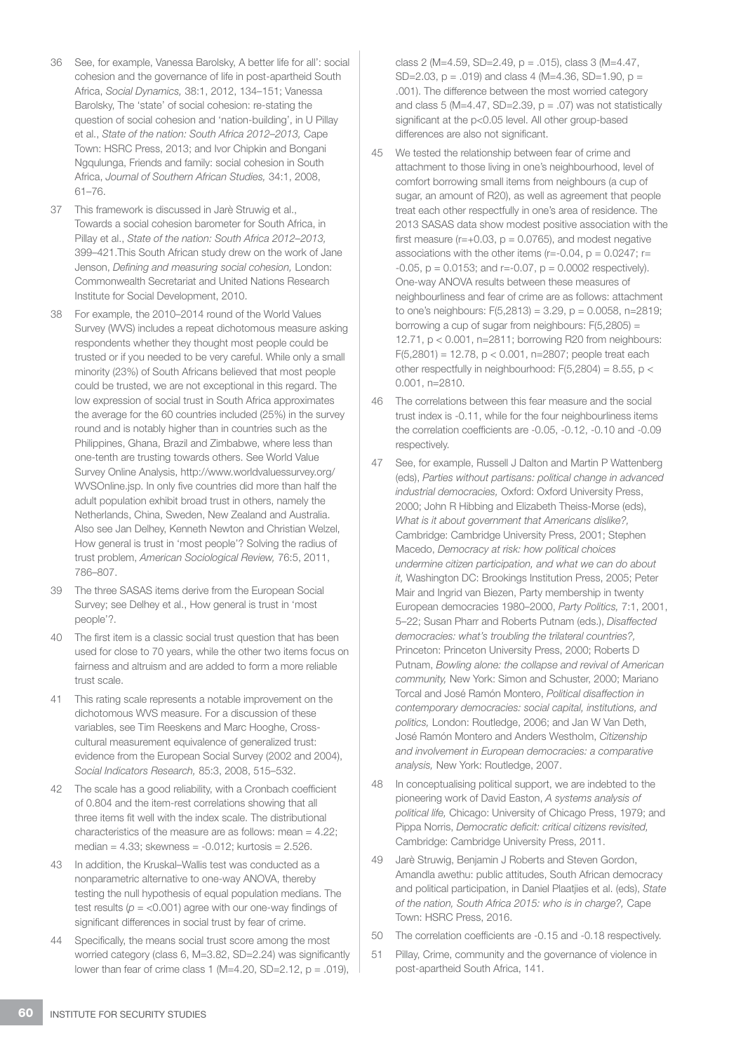36 See, for example, Vanessa Barolsky, A better life for all': social cohesion and the governance of life in post-apartheid South Africa, *Social Dynamics,* 38:1, 2012, 134–151; Vanessa Barolsky, The 'state' of social cohesion: re-stating the question of social cohesion and 'nation-building', in U Pillay et al., *State of the nation: South Africa 2012–2013,* Cape Town: HSRC Press, 2013; and Ivor Chipkin and Bongani Ngqulunga, Friends and family: social cohesion in South Africa, *Journal of Southern African Studies,* 34:1, 2008, 61–76.

37 This framework is discussed in Jarè Struwig et al., Towards a social cohesion barometer for South Africa, in Pillay et al., *State of the nation: South Africa 2012–2013,* 399–421.This South African study drew on the work of Jane Jenson, *Defining and measuring social cohesion,* London: Commonwealth Secretariat and United Nations Research Institute for Social Development, 2010.

38 For example, the 2010–2014 round of the World Values Survey (WVS) includes a repeat dichotomous measure asking respondents whether they thought most people could be trusted or if you needed to be very careful. While only a small minority (23%) of South Africans believed that most people could be trusted, we are not exceptional in this regard. The low expression of social trust in South Africa approximates the average for the 60 countries included (25%) in the survey round and is notably higher than in countries such as the Philippines, Ghana, Brazil and Zimbabwe, where less than one-tenth are trusting towards others. See World Value Survey Online Analysis, http://www.worldvaluessurvey.org/WVSOnline.jsp. In only five countries did more than half the adult population exhibit broad trust in others, namely the Netherlands, China, Sweden, New Zealand and Australia. Also see Jan Delhey, Kenneth Newton and Christian Welzel, How general is trust in 'most people'? Solving the radius of trust problem, *American Sociological Review,* 76:5, 2011, 786–807.

39 The three SASAS items derive from the European Social Survey; see Delhey et al., How general is trust in 'most people'?.

40 The first item is a classic social trust question that has been used for close to 70 years, while the other two items focus on fairness and altruism and are added to form a more reliable trust scale.

41 This rating scale represents a notable improvement on the dichotomous WVS measure. For a discussion of these variables, see Tim Reeskens and Marc Hooghe, Cross-cultural measurement equivalence of generalized trust: evidence from the European Social Survey (2002 and 2004), *Social Indicators Research,* 85:3, 2008, 515–532.

42 The scale has a good reliability, with a Cronbach coefficient of 0.804 and the item-rest correlations showing that all three items fit well with the index scale. The distributional characteristics of the measure are as follows: mean = 4.22; median = 4.33; skewness = -0.012; kurtosis = 2.526.

43 In addition, the Kruskal–Wallis test was conducted as a nonparametric alternative to one-way ANOVA, thereby testing the null hypothesis of equal population medians. The test results ($p$ = <0.001) agree with our one-way findings of significant differences in social trust by fear of crime.

44 Specifically, the means social trust score among the most worried category (class 6, M=3.82, SD=2.24) was significantly lower than fear of crime class 1 (M=4.20, SD=2.12, p = .019), class 2 (M=4.59, SD=2.49, p = .015), class 3 (M=4.47, SD=2.03, p = .019) and class 4 (M=4.36, SD=1.90, p = .001). The difference between the most worried category and class 5 (M=4.47, SD=2.39, p = .07) was not statistically significant at the p<0.05 level. All other group-based differences are also not significant.

45 We tested the relationship between fear of crime and attachment to those living in one's neighbourhood, level of comfort borrowing small items from neighbours (a cup of sugar, an amount of R20), as well as agreement that people treat each other respectfully in one's area of residence. The 2013 SASAS data show modest positive association with the first measure (r=+0.03, p = 0.0765), and modest negative associations with the other items (r=-0.04, p = 0.0247; r= -0.05, p = 0.0153; and r=-0.07, p = 0.0002 respectively). One-way ANOVA results between these measures of neighbourliness and fear of crime are as follows: attachment to one's neighbours: $F(5,2813) = 3.29$, p = 0.0058, n=2819; borrowing a cup of sugar from neighbours: $F(5,2805) = 12.71$, p < 0.001, n=2811; borrowing R20 from neighbours: $F(5,2801) = 12.78$, p < 0.001, n=2807; people treat each other respectfully in neighbourhood: $F(5,2804) = 8.55$, p < 0.001, n=2810.

46 The correlations between this fear measure and the social trust index is -0.11, while for the four neighbourliness items the correlation coefficients are -0.05, -0.12, -0.10 and -0.09 respectively.

47 See, for example, Russell J Dalton and Martin P Wattenberg (eds), *Parties without partisans: political change in advanced industrial democracies,* Oxford: Oxford University Press, 2000; John R Hibbing and Elizabeth Theiss-Morse (eds), *What is it about government that Americans dislike?,* Cambridge: Cambridge University Press, 2001; Stephen Macedo, *Democracy at risk: how political choices undermine citizen participation, and what we can do about it,* Washington DC: Brookings Institution Press, 2005; Peter Mair and Ingrid van Biezen, Party membership in twenty European democracies 1980–2000, *Party Politics,* 7:1, 2001, 5–22; Susan Pharr and Roberts Putnam (eds.), *Disaffected democracies: what's troubling the trilateral countries?,* Princeton: Princeton University Press, 2000; Roberts D Putnam, *Bowling alone: the collapse and revival of American community,* New York: Simon and Schuster, 2000; Mariano Torcal and José Ramón Montero, *Political disaffection in contemporary democracies: social capital, institutions, and politics,* London: Routledge, 2006; and Jan W Van Deth, José Ramón Montero and Anders Westholm, *Citizenship and involvement in European democracies: a comparative analysis,* New York: Routledge, 2007.

48 In conceptualising political support, we are indebted to the pioneering work of David Easton, *A systems analysis of political life,* Chicago: University of Chicago Press, 1979; and Pippa Norris, *Democratic deficit: critical citizens revisited,* Cambridge: Cambridge University Press, 2011.

49 Jarè Struwig, Benjamin J Roberts and Steven Gordon, Amandla awethu: public attitudes, South African democracy and political participation, in Daniel Plaatjies et al. (eds), *State of the nation, South Africa 2015: who is in charge?,* Cape Town: HSRC Press, 2016.

50 The correlation coefficients are -0.15 and -0.18 respectively.

51 Pillay, Crime, community and the governance of violence in post-apartheid South Africa, 141.